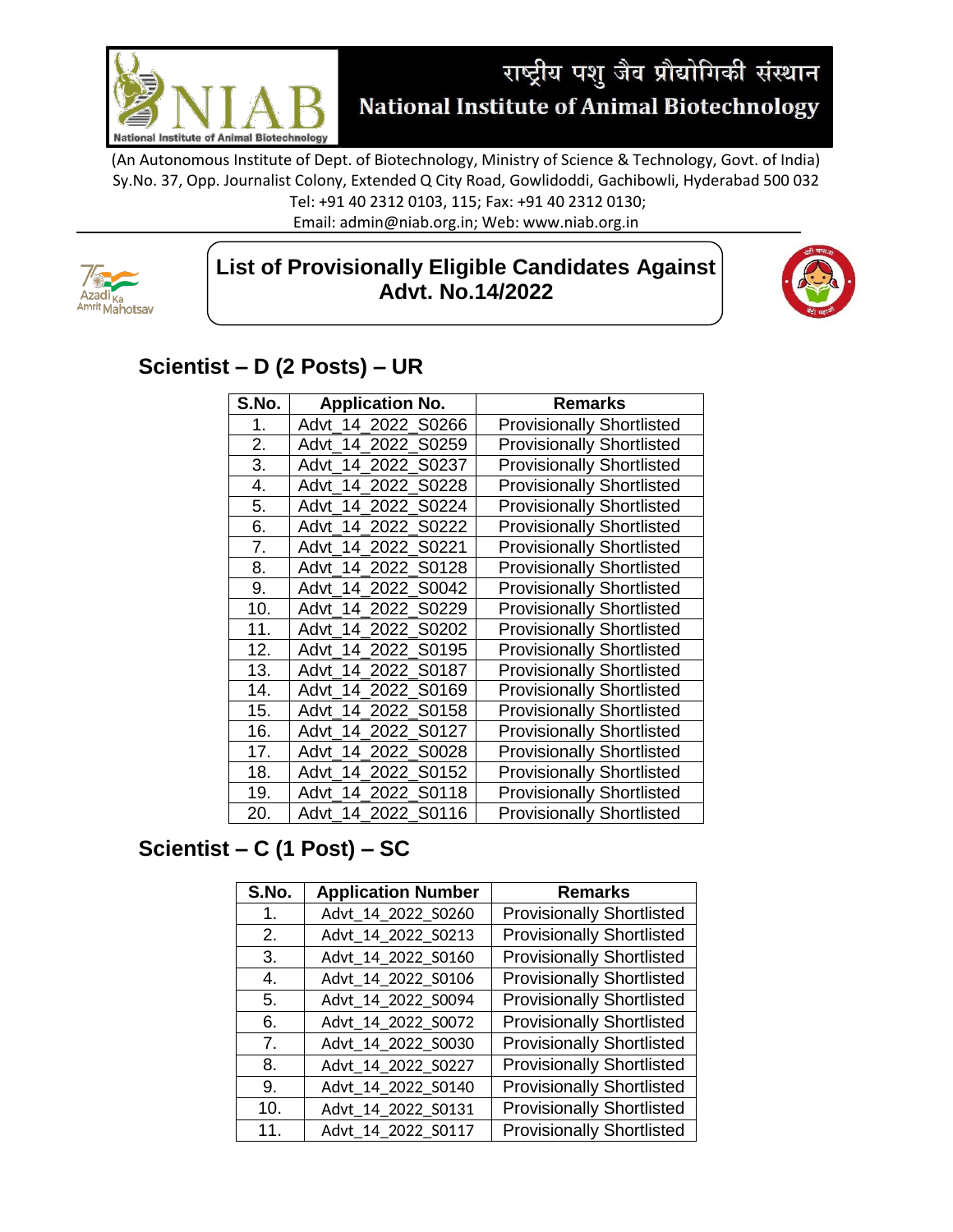# राष्ट्रीय पशु जैव प्रौद्योगिकी संस्थान
# National Institute of Animal Biotechnology

(An Autonomous Institute of Dept. of Biotechnology, Ministry of Science & Technology, Govt. of India)
Sy.No. 37, Opp. Journalist Colony, Extended Q City Road, Gowlidoddi, Gachibowli, Hyderabad 500 032
Tel: +91 40 2312 0103, 115; Fax: +91 40 2312 0130;
Email: admin@niab.org.in; Web: www.niab.org.in

## List of Provisionally Eligible Candidates Against Advt. No.14/2022

### Scientist – D (2 Posts) – UR

| S.No. | Application No. | Remarks |
|---|---|---|
| 1. | Advt_14_2022_S0266 | Provisionally Shortlisted |
| 2. | Advt_14_2022_S0259 | Provisionally Shortlisted |
| 3. | Advt_14_2022_S0237 | Provisionally Shortlisted |
| 4. | Advt_14_2022_S0228 | Provisionally Shortlisted |
| 5. | Advt_14_2022_S0224 | Provisionally Shortlisted |
| 6. | Advt_14_2022_S0222 | Provisionally Shortlisted |
| 7. | Advt_14_2022_S0221 | Provisionally Shortlisted |
| 8. | Advt_14_2022_S0128 | Provisionally Shortlisted |
| 9. | Advt_14_2022_S0042 | Provisionally Shortlisted |
| 10. | Advt_14_2022_S0229 | Provisionally Shortlisted |
| 11. | Advt_14_2022_S0202 | Provisionally Shortlisted |
| 12. | Advt_14_2022_S0195 | Provisionally Shortlisted |
| 13. | Advt_14_2022_S0187 | Provisionally Shortlisted |
| 14. | Advt_14_2022_S0169 | Provisionally Shortlisted |
| 15. | Advt_14_2022_S0158 | Provisionally Shortlisted |
| 16. | Advt_14_2022_S0127 | Provisionally Shortlisted |
| 17. | Advt_14_2022_S0028 | Provisionally Shortlisted |
| 18. | Advt_14_2022_S0152 | Provisionally Shortlisted |
| 19. | Advt_14_2022_S0118 | Provisionally Shortlisted |
| 20. | Advt_14_2022_S0116 | Provisionally Shortlisted |

### Scientist – C (1 Post) – SC

| S.No. | Application Number | Remarks |
|---|---|---|
| 1. | Advt_14_2022_S0260 | Provisionally Shortlisted |
| 2. | Advt_14_2022_S0213 | Provisionally Shortlisted |
| 3. | Advt_14_2022_S0160 | Provisionally Shortlisted |
| 4. | Advt_14_2022_S0106 | Provisionally Shortlisted |
| 5. | Advt_14_2022_S0094 | Provisionally Shortlisted |
| 6. | Advt_14_2022_S0072 | Provisionally Shortlisted |
| 7. | Advt_14_2022_S0030 | Provisionally Shortlisted |
| 8. | Advt_14_2022_S0227 | Provisionally Shortlisted |
| 9. | Advt_14_2022_S0140 | Provisionally Shortlisted |
| 10. | Advt_14_2022_S0131 | Provisionally Shortlisted |
| 11. | Advt_14_2022_S0117 | Provisionally Shortlisted |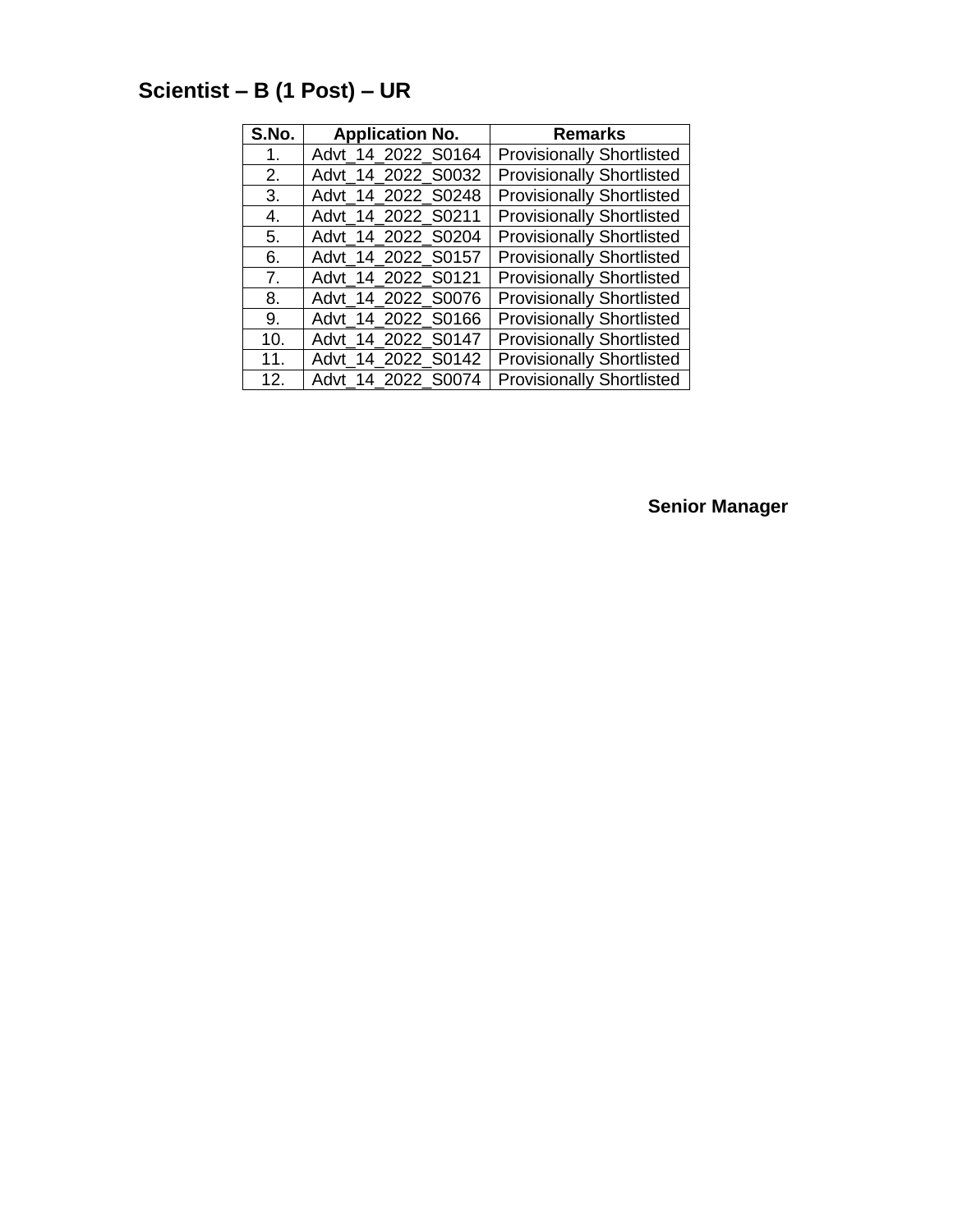## Scientist – B (1 Post) – UR

| S.No. | Application No. | Remarks |
|---|---|---|
| 1. | Advt_14_2022_S0164 | Provisionally Shortlisted |
| 2. | Advt_14_2022_S0032 | Provisionally Shortlisted |
| 3. | Advt_14_2022_S0248 | Provisionally Shortlisted |
| 4. | Advt_14_2022_S0211 | Provisionally Shortlisted |
| 5. | Advt_14_2022_S0204 | Provisionally Shortlisted |
| 6. | Advt_14_2022_S0157 | Provisionally Shortlisted |
| 7. | Advt_14_2022_S0121 | Provisionally Shortlisted |
| 8. | Advt_14_2022_S0076 | Provisionally Shortlisted |
| 9. | Advt_14_2022_S0166 | Provisionally Shortlisted |
| 10. | Advt_14_2022_S0147 | Provisionally Shortlisted |
| 11. | Advt_14_2022_S0142 | Provisionally Shortlisted |
| 12. | Advt_14_2022_S0074 | Provisionally Shortlisted |

**Senior Manager**